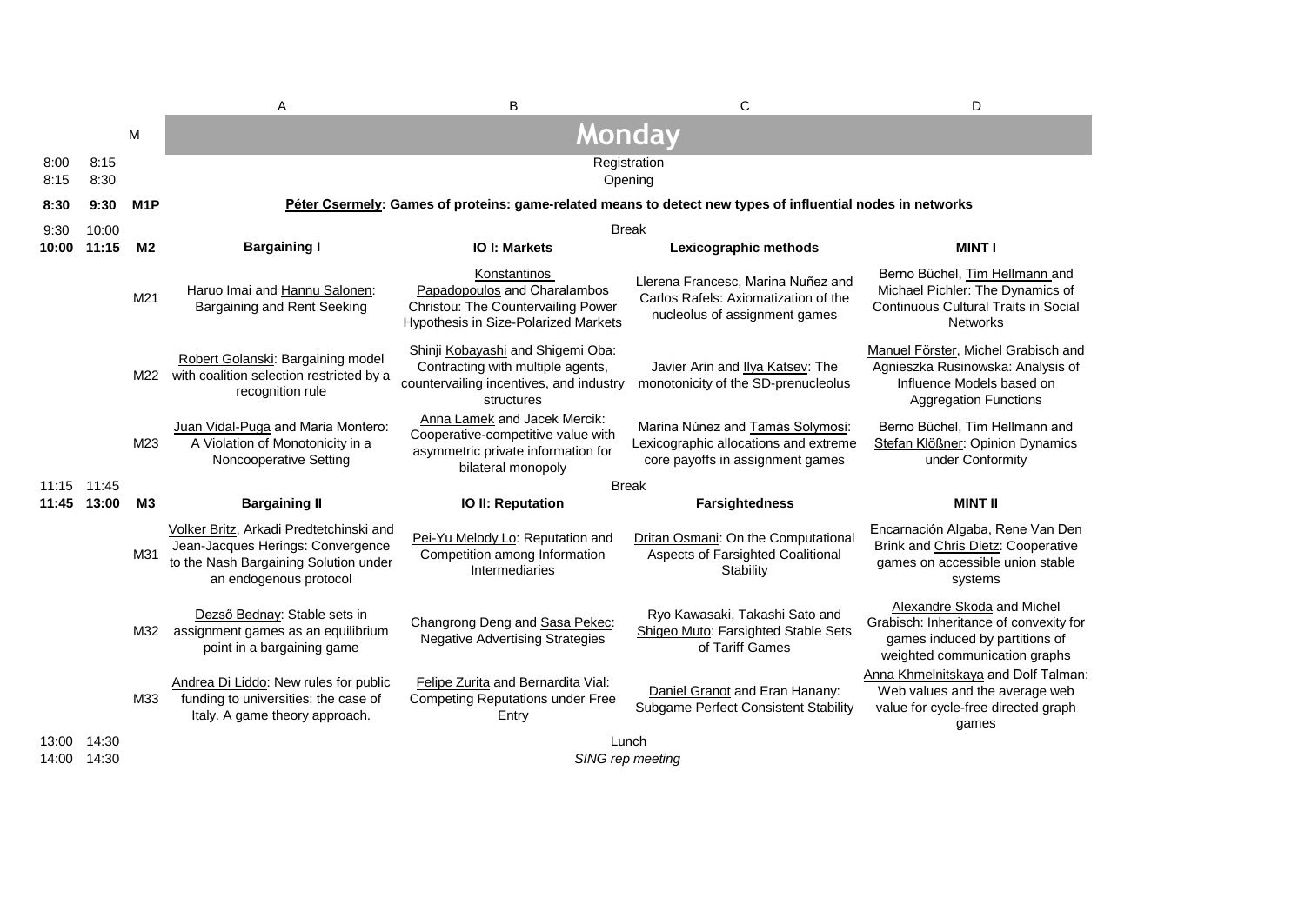# Monday

| | | | A | B | C | D |
|---|---|---|---|---|---|---|
| 8:00 | 8:15 | | Registration | | | |
| 8:15 | 8:30 | | Opening | | | |
| **8:30** | **9:30** | **M1P** | **Péter Csermely: Games of proteins: game-related means to detect new types of influential nodes in networks** | | | |
| 9:30 | 10:00 | | Break | | | |
| **10:00** | **11:15** | **M2** | **Bargaining I** | **IO I: Markets** | **Lexicographic methods** | **MINT I** |
| | | M21 | Haruo Imai and Hannu Salonen: Bargaining and Rent Seeking | Konstantinos Papadopoulos and Charalambos Christou: The Countervailing Power Hypothesis in Size-Polarized Markets | Llerena Francesc, Marina Nuñez and Carlos Rafels: Axiomatization of the nucleolus of assignment games | Berno Büchel, Tim Hellmann and Michael Pichler: The Dynamics of Continuous Cultural Traits in Social Networks |
| | | M22 | Robert Golanski: Bargaining model with coalition selection restricted by a recognition rule | Shinji Kobayashi and Shigemi Oba: Contracting with multiple agents, countervailing incentives, and industry structures | Javier Arin and Ilya Katsev: The monotonicity of the SD-prenucleolus | Manuel Förster, Michel Grabisch and Agnieszka Rusinowska: Analysis of Influence Models based on Aggregation Functions |
| | | M23 | Juan Vidal-Puga and Maria Montero: A Violation of Monotonicity in a Noncooperative Setting | Anna Lamek and Jacek Mercik: Cooperative-competitive value with asymmetric private information for bilateral monopoly | Marina Núnez and Tamás Solymosi: Lexicographic allocations and extreme core payoffs in assignment games | Berno Büchel, Tim Hellmann and Stefan Klößner: Opinion Dynamics under Conformity |
| 11:15 | 11:45 | | Break | | | |
| **11:45** | **13:00** | **M3** | **Bargaining II** | **IO II: Reputation** | **Farsightedness** | **MINT II** |
| | | M31 | Volker Britz, Arkadi Predtetchinski and Jean-Jacques Herings: Convergence to the Nash Bargaining Solution under an endogenous protocol | Pei-Yu Melody Lo: Reputation and Competition among Information Intermediaries | Dritan Osmani: On the Computational Aspects of Farsighted Coalitional Stability | Encarnación Algaba, Rene Van Den Brink and Chris Dietz: Cooperative games on accessible union stable systems |
| | | M32 | Dezső Bednay: Stable sets in assignment games as an equilibrium point in a bargaining game | Changrong Deng and Sasa Pekec: Negative Advertising Strategies | Ryo Kawasaki, Takashi Sato and Shigeo Muto: Farsighted Stable Sets of Tariff Games | Alexandre Skoda and Michel Grabisch: Inheritance of convexity for games induced by partitions of weighted communication graphs |
| | | M33 | Andrea Di Liddo: New rules for public funding to universities: the case of Italy. A game theory approach. | Felipe Zurita and Bernardita Vial: Competing Reputations under Free Entry | Daniel Granot and Eran Hanany: Subgame Perfect Consistent Stability | Anna Khmelnitskaya and Dolf Talman: Web values and the average web value for cycle-free directed graph games |
| 13:00 | 14:30 | | Lunch | | | |
| 14:00 | 14:30 | | *SING rep meeting* | | | |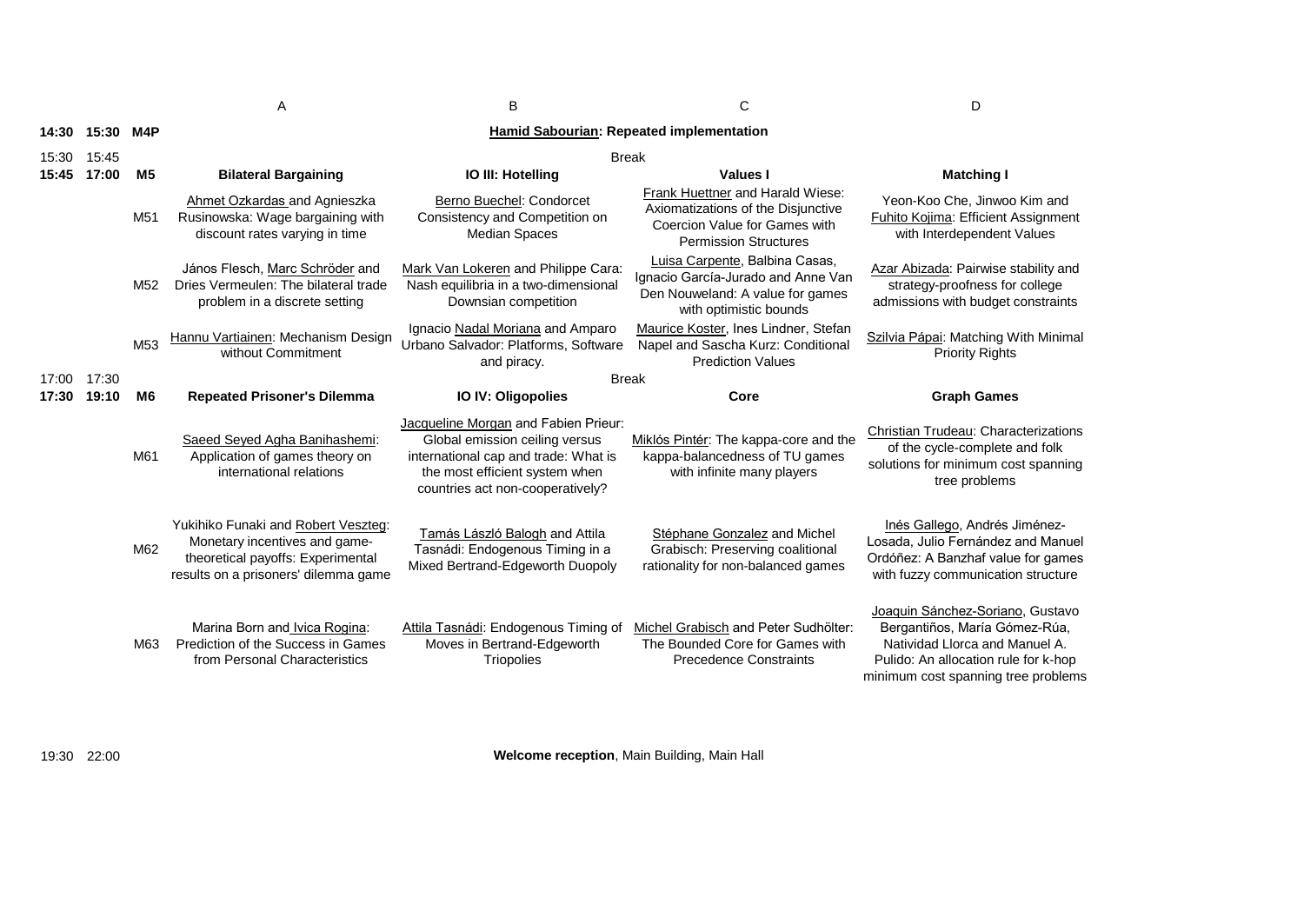| | | | A | B | C | D |
|---|---|---|---|---|---|---|
| 14:30 | 15:30 | M4P | **Hamid Sabourian: Repeated implementation** | | | |
| 15:30 | 15:45 | | Break | | | |
| 15:45 | 17:00 | M5 | **Bilateral Bargaining** | **IO III: Hotelling** | **Values I** | **Matching I** |
| | | M51 | Ahmet Ozkardas and Agnieszka Rusinowska: Wage bargaining with discount rates varying in time | Berno Buechel: Condorcet Consistency and Competition on Median Spaces | Frank Huettner and Harald Wiese: Axiomatizations of the Disjunctive Coercion Value for Games with Permission Structures | Yeon-Koo Che, Jinwoo Kim and Fuhito Kojima: Efficient Assignment with Interdependent Values |
| | | M52 | János Flesch, Marc Schröder and Dries Vermeulen: The bilateral trade problem in a discrete setting | Mark Van Lokeren and Philippe Cara: Nash equilibria in a two-dimensional Downsian competition | Luisa Carpente, Balbina Casas, Ignacio García-Jurado and Anne Van Den Nouweland: A value for games with optimistic bounds | Azar Abizada: Pairwise stability and strategy-proofness for college admissions with budget constraints |
| | | M53 | Hannu Vartiainen: Mechanism Design without Commitment | Ignacio Nadal Moriana and Amparo Urbano Salvador: Platforms, Software and piracy. | Maurice Koster, Ines Lindner, Stefan Napel and Sascha Kurz: Conditional Prediction Values | Szilvia Pápai: Matching With Minimal Priority Rights |
| 17:00 | 17:30 | | Break | | | |
| 17:30 | 19:10 | M6 | **Repeated Prisoner's Dilemma** | **IO IV: Oligopolies** | **Core** | **Graph Games** |
| | | M61 | Saeed Seyed Agha Banihashemi: Application of games theory on international relations | Jacqueline Morgan and Fabien Prieur: Global emission ceiling versus international cap and trade: What is the most efficient system when countries act non-cooperatively? | Miklós Pintér: The kappa-core and the kappa-balancedness of TU games with infinite many players | Christian Trudeau: Characterizations of the cycle-complete and folk solutions for minimum cost spanning tree problems |
| | | M62 | Yukihiko Funaki and Robert Veszteg: Monetary incentives and game-theoretical payoffs: Experimental results on a prisoners' dilemma game | Tamás László Balogh and Attila Tasnádi: Endogenous Timing in a Mixed Bertrand-Edgeworth Duopoly | Stéphane Gonzalez and Michel Grabisch: Preserving coalitional rationality for non-balanced games | Inés Gallego, Andrés Jiménez-Losada, Julio Fernández and Manuel Ordóñez: A Banzhaf value for games with fuzzy communication structure |
| | | M63 | Marina Born and Ivica Rogina: Prediction of the Success in Games from Personal Characteristics | Attila Tasnádi: Endogenous Timing of Moves in Bertrand-Edgeworth Triopolies | Michel Grabisch and Peter Sudhölter: The Bounded Core for Games with Precedence Constraints | Joaquin Sánchez-Soriano, Gustavo Bergantiños, María Gómez-Rúa, Natividad Llorca and Manuel A. Pulido: An allocation rule for k-hop minimum cost spanning tree problems |
| 19:30 | 22:00 | | **Welcome reception**, Main Building, Main Hall | | | |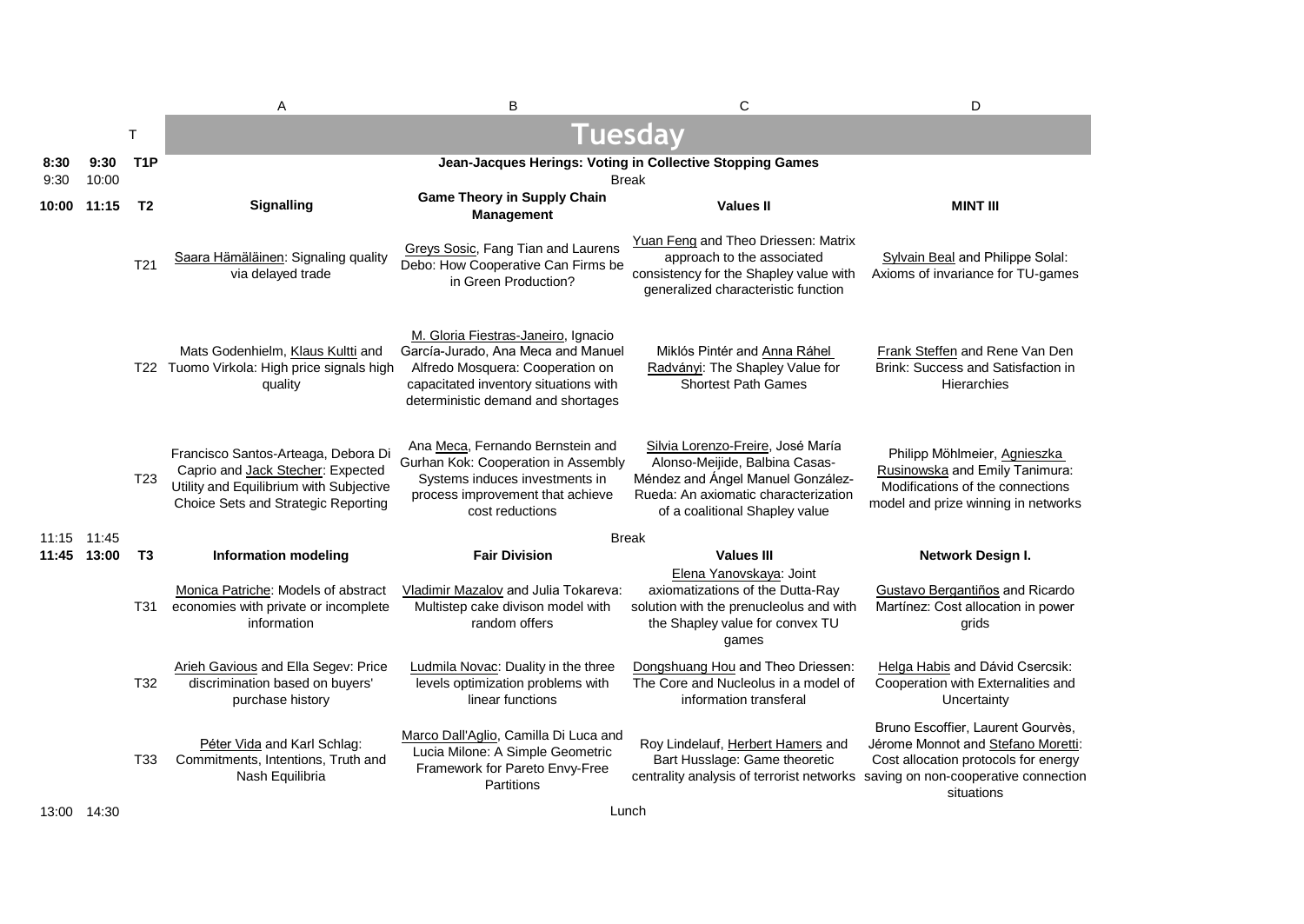| | | | A | B | C | D |
|---|---|---|---|---|---|---|
| | | T | **Tuesday** | | | |
| **8:30** | **9:30** | **T1P** | **Jean-Jacques Herings: Voting in Collective Stopping Games** | | | |
| 9:30 | 10:00 | | Break | | | |
| **10:00** | **11:15** | **T2** | **Signalling** | **Game Theory in Supply Chain Management** | **Values II** | **MINT III** |
| | | T21 | Saara Hämäläinen: Signaling quality via delayed trade | Greys Sosic, Fang Tian and Laurens Debo: How Cooperative Can Firms be in Green Production? | Yuan Feng and Theo Driessen: Matrix approach to the associated consistency for the Shapley value with generalized characteristic function | Sylvain Beal and Philippe Solal: Axioms of invariance for TU-games |
| | | T22 | Mats Godenhielm, Klaus Kultti and Tuomo Virkola: High price signals high quality | M. Gloria Fiestras-Janeiro, Ignacio García-Jurado, Ana Meca and Manuel Alfredo Mosquera: Cooperation on capacitated inventory situations with deterministic demand and shortages | Miklós Pintér and Anna Ráhel Radványi: The Shapley Value for Shortest Path Games | Frank Steffen and Rene Van Den Brink: Success and Satisfaction in Hierarchies |
| | | T23 | Francisco Santos-Arteaga, Debora Di Caprio and Jack Stecher: Expected Utility and Equilibrium with Subjective Choice Sets and Strategic Reporting | Ana Meca, Fernando Bernstein and Gurhan Kok: Cooperation in Assembly Systems induces investments in process improvement that achieve cost reductions | Silvia Lorenzo-Freire, José María Alonso-Meijide, Balbina Casas-Méndez and Ángel Manuel González-Rueda: An axiomatic characterization of a coalitional Shapley value | Philipp Möhlmeier, Agnieszka Rusinowska and Emily Tanimura: Modifications of the connections model and prize winning in networks |
| 11:15 | 11:45 | | Break | | | |
| **11:45** | **13:00** | **T3** | **Information modeling** | **Fair Division** | **Values III** | **Network Design I.** |
| | | T31 | Monica Patriche: Models of abstract economies with private or incomplete information | Vladimir Mazalov and Julia Tokareva: Multistep cake divison model with random offers | Elena Yanovskaya: Joint axiomatizations of the Dutta-Ray solution with the prenucleolus and with the Shapley value for convex TU games | Gustavo Bergantiños and Ricardo Martínez: Cost allocation in power grids |
| | | T32 | Arieh Gavious and Ella Segev: Price discrimination based on buyers' purchase history | Ludmila Novac: Duality in the three levels optimization problems with linear functions | Dongshuang Hou and Theo Driessen: The Core and Nucleolus in a model of information transferal | Helga Habis and Dávid Csercsik: Cooperation with Externalities and Uncertainty |
| | | T33 | Péter Vida and Karl Schlag: Commitments, Intentions, Truth and Nash Equilibria | Marco Dall'Aglio, Camilla Di Luca and Lucia Milone: A Simple Geometric Framework for Pareto Envy-Free Partitions | Roy Lindelauf, Herbert Hamers and Bart Husslage: Game theoretic centrality analysis of terrorist networks | Bruno Escoffier, Laurent Gourvès, Jérome Monnot and Stefano Moretti: Cost allocation protocols for energy saving on non-cooperative connection situations |
| 13:00 | 14:30 | | Lunch | | | |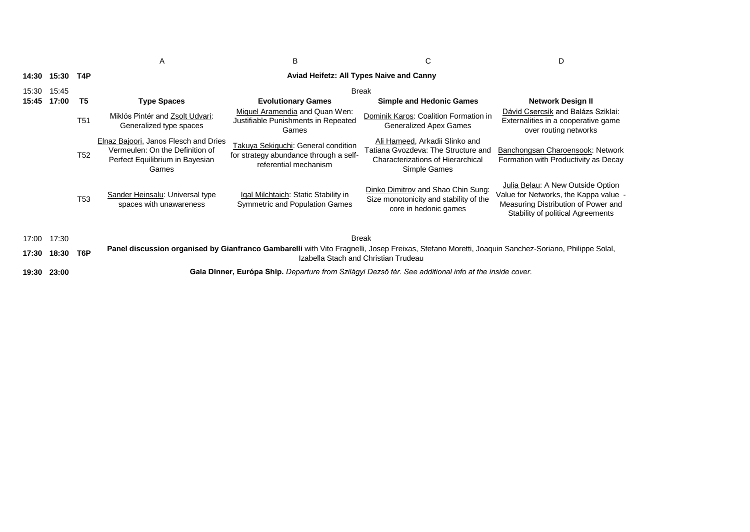| | | | A | B | C | D |
|---|---|---|---|---|---|---|
| **14:30** | **15:30** | **T4P** | **Aviad Heifetz: All Types Naive and Canny** | | | |
| 15:30 | 15:45 | | Break | | | |
| **15:45** | **17:00** | **T5** | **Type Spaces** | **Evolutionary Games** | **Simple and Hedonic Games** | **Network Design II** |
| | | T51 | Miklós Pintér and Zsolt Udvari: Generalized type spaces | Miguel Aramendia and Quan Wen: Justifiable Punishments in Repeated Games | Dominik Karos: Coalition Formation in Generalized Apex Games | Dávid Csercsik and Balázs Sziklai: Externalities in a cooperative game over routing networks |
| | | T52 | Elnaz Bajoori, Janos Flesch and Dries Vermeulen: On the Definition of Perfect Equilibrium in Bayesian Games | Takuya Sekiguchi: General condition for strategy abundance through a self-referential mechanism | Ali Hameed, Arkadii Slinko and Tatiana Gvozdeva: The Structure and Characterizations of Hierarchical Simple Games | Banchongsan Charoensook: Network Formation with Productivity as Decay |
| | | T53 | Sander Heinsalu: Universal type spaces with unawareness | Igal Milchtaich: Static Stability in Symmetric and Population Games | Dinko Dimitrov and Shao Chin Sung: Size monotonicity and stability of the core in hedonic games | Julia Belau: A New Outside Option Value for Networks, the Kappa value - Measuring Distribution of Power and Stability of political Agreements |
| 17:00 | 17:30 | | Break | | | |
| **17:30** | **18:30** | **T6P** | **Panel discussion organised by Gianfranco Gambarelli** with Vito Fragnelli, Josep Freixas, Stefano Moretti, Joaquin Sanchez-Soriano, Philippe Solal, Izabella Stach and Christian Trudeau | | | |
| **19:30** | **23:00** | | **Gala Dinner, Európa Ship.** *Departure from Szilágyi Dezső tér. See additional info at the inside cover.* | | | |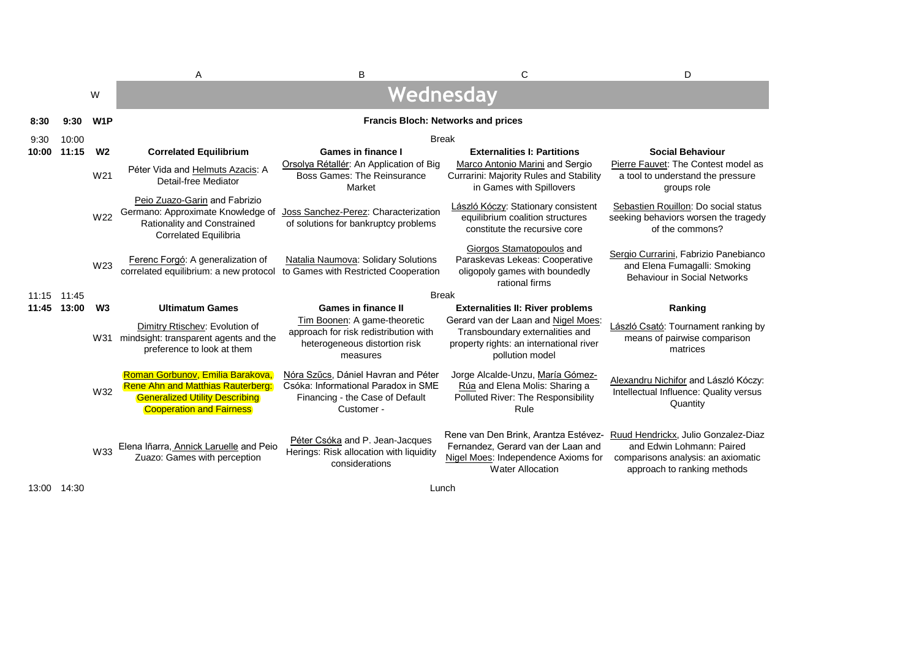## Wednesday

| | | | A | B | C | D |
|---|---|---|---|---|---|---|
| **8:30** | **9:30** | **W1P** | **Francis Bloch: Networks and prices** | | | |
| 9:30 | 10:00 | | Break | | | |
| **10:00** | **11:15** | **W2** | **Correlated Equilibrium** | **Games in finance I** | **Externalities I: Partitions** | **Social Behaviour** |
| | | W21 | Péter Vida and Helmuts Azacis: A Detail-free Mediator | Orsolya Rétallér: An Application of Big Boss Games: The Reinsurance Market | Marco Antonio Marini and Sergio Currarini: Majority Rules and Stability in Games with Spillovers | Pierre Fauvet: The Contest model as a tool to understand the pressure groups role |
| | | W22 | Peio Zuazo-Garin and Fabrizio Germano: Approximate Knowledge of Rationality and Constrained Correlated Equilibria | Joss Sanchez-Perez: Characterization of solutions for bankruptcy problems | László Kóczy: Stationary consistent equilibrium coalition structures constitute the recursive core | Sebastien Rouillon: Do social status seeking behaviors worsen the tragedy of the commons? |
| | | W23 | Ferenc Forgó: A generalization of correlated equilibrium: a new protocol | Natalia Naumova: Solidary Solutions to Games with Restricted Cooperation | Giorgos Stamatopoulos and Paraskevas Lekeas: Cooperative oligopoly games with boundedly rational firms | Sergio Currarini, Fabrizio Panebianco and Elena Fumagalli: Smoking Behaviour in Social Networks |
| 11:15 | 11:45 | | Break | | | |
| **11:45** | **13:00** | **W3** | **Ultimatum Games** | **Games in finance II** | **Externalities II: River problems** | **Ranking** |
| | | W31 | Dimitry Rtischev: Evolution of mindsight: transparent agents and the preference to look at them | Tim Boonen: A game-theoretic approach for risk redistribution with heterogeneous distortion risk measures | Gerard van der Laan and Nigel Moes: Transboundary externalities and property rights: an international river pollution model | László Csató: Tournament ranking by means of pairwise comparison matrices |
| | | W32 | Roman Gorbunov, Emilia Barakova, Rene Ahn and Matthias Rauterberg: Generalized Utility Describing Cooperation and Fairness | Nóra Szűcs, Dániel Havran and Péter Csóka: Informational Paradox in SME Financing - the Case of Default Customer - | Jorge Alcalde-Unzu, María Gómez-Rúa and Elena Molis: Sharing a Polluted River: The Responsibility Rule | Alexandru Nichifor and László Kóczy: Intellectual Influence: Quality versus Quantity |
| | | W33 | Elena Iñarra, Annick Laruelle and Peio Zuazo: Games with perception | Péter Csóka and P. Jean-Jacques Herings: Risk allocation with liquidity considerations | Rene van Den Brink, Arantza Estévez-Fernandez, Gerard van der Laan and Nigel Moes: Independence Axioms for Water Allocation | Ruud Hendrickx, Julio Gonzalez-Diaz and Edwin Lohmann: Paired comparisons analysis: an axiomatic approach to ranking methods |
| 13:00 | 14:30 | | Lunch | | | |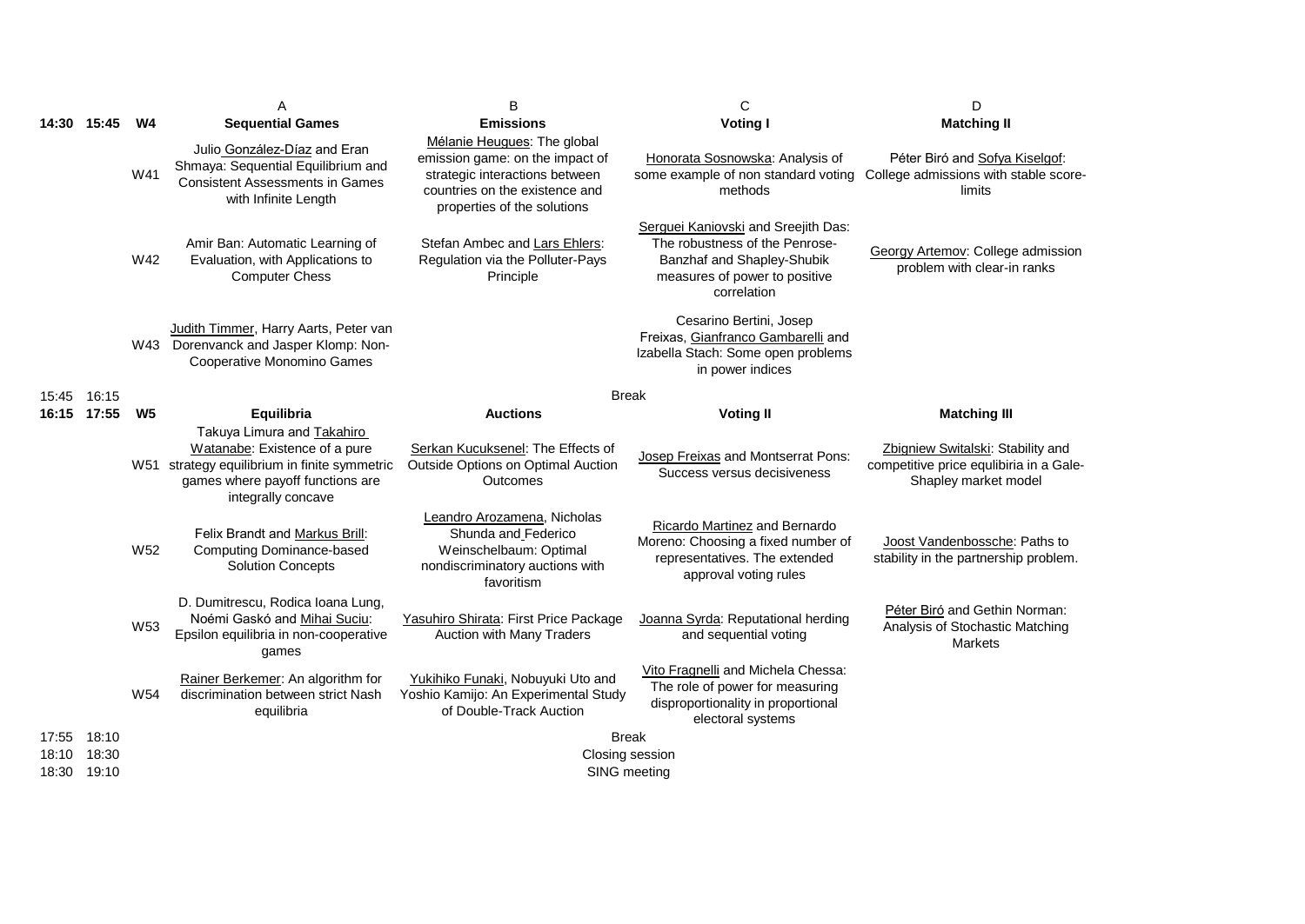| | | | A | B | C | D |
|---|---|---|---|---|---|---|
| 14:30 | 15:45 | W4 | **Sequential Games** | **Emissions** | **Voting I** | **Matching II** |
| | | W41 | Julio González-Díaz and Eran Shmaya: Sequential Equilibrium and Consistent Assessments in Games with Infinite Length | Mélanie Heugues: The global emission game: on the impact of strategic interactions between countries on the existence and properties of the solutions | Honorata Sosnowska: Analysis of some example of non standard voting methods | Péter Biró and Sofya Kiselgof: College admissions with stable score-limits |
| | | W42 | Amir Ban: Automatic Learning of Evaluation, with Applications to Computer Chess | Stefan Ambec and Lars Ehlers: Regulation via the Polluter-Pays Principle | Serguei Kaniovski and Sreejith Das: The robustness of the Penrose-Banzhaf and Shapley-Shubik measures of power to positive correlation | Georgy Artemov: College admission problem with clear-in ranks |
| | | W43 | Judith Timmer, Harry Aarts, Peter van Dorenvanck and Jasper Klomp: Non-Cooperative Monomino Games | | Cesarino Bertini, Josep Freixas, Gianfranco Gambarelli and Izabella Stach: Some open problems in power indices | |
| 15:45 | 16:15 | | | Break | | |
| 16:15 | 17:55 | W5 | **Equilibria** | **Auctions** | **Voting II** | **Matching III** |
| | | W51 | Takuya Limura and Takahiro Watanabe: Existence of a pure strategy equilibrium in finite symmetric games where payoff functions are integrally concave | Serkan Kucuksenel: The Effects of Outside Options on Optimal Auction Outcomes | Josep Freixas and Montserrat Pons: Success versus decisiveness | Zbigniew Switalski: Stability and competitive price equlibiria in a Gale-Shapley market model |
| | | W52 | Felix Brandt and Markus Brill: Computing Dominance-based Solution Concepts | Leandro Arozamena, Nicholas Shunda and Federico Weinschelbaum: Optimal nondiscriminatory auctions with favoritism | Ricardo Martinez and Bernardo Moreno: Choosing a fixed number of representatives. The extended approval voting rules | Joost Vandenbossche: Paths to stability in the partnership problem. |
| | | W53 | D. Dumitrescu, Rodica Ioana Lung, Noémi Gaskó and Mihai Suciu: Epsilon equilibria in non-cooperative games | Yasuhiro Shirata: First Price Package Auction with Many Traders | Joanna Syrda: Reputational herding and sequential voting | Péter Biró and Gethin Norman: Analysis of Stochastic Matching Markets |
| | | W54 | Rainer Berkemer: An algorithm for discrimination between strict Nash equilibria | Yukihiko Funaki, Nobuyuki Uto and Yoshio Kamijo: An Experimental Study of Double-Track Auction | Vito Fragnelli and Michela Chessa: The role of power for measuring disproportionality in proportional electoral systems | |
| 17:55 | 18:10 | | | Break | | |
| 18:10 | 18:30 | | | Closing session | | |
| 18:30 | 19:10 | | | SING meeting | | |